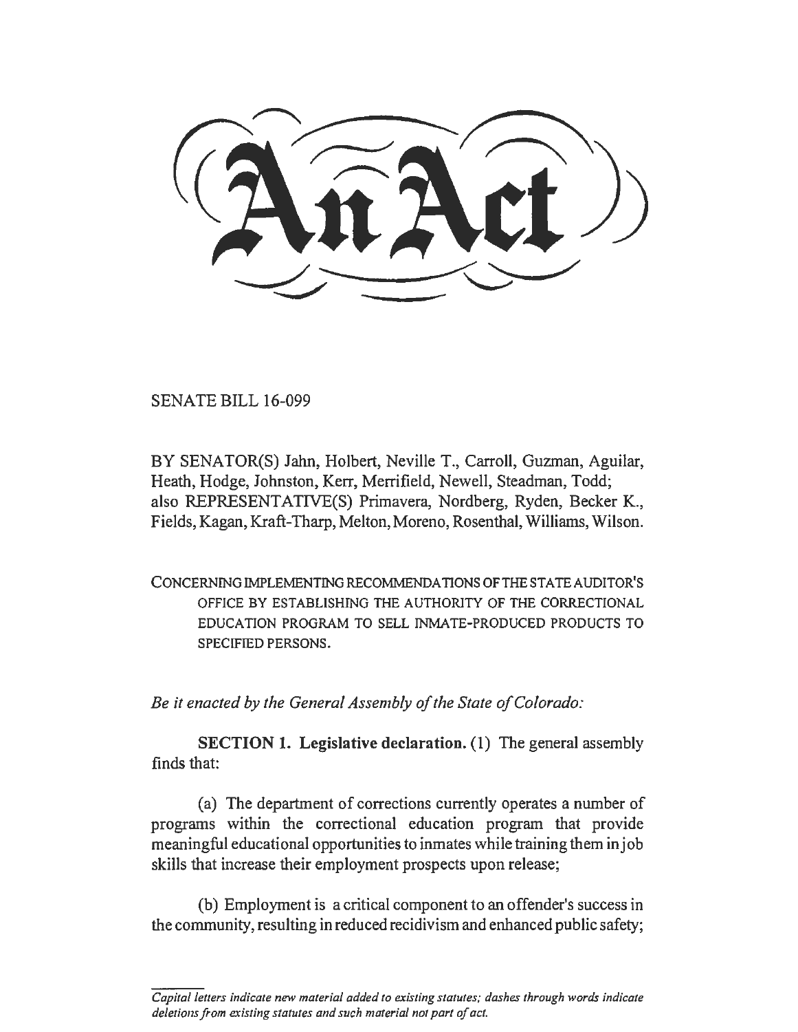# An Act

SENATE BILL 16-099

BY SENATOR(S) Jahn, Holbert, Neville T., Carroll, Guzman, Aguilar, Heath, Hodge, Johnston, Kerr, Merrifield, Newell, Steadman, Todd; also REPRESENTATIVE(S) Primavera, Nordberg, Ryden, Becker K., Fields, Kagan, Kraft-Tharp, Melton, Moreno, Rosenthal, Williams, Wilson.

CONCERNING IMPLEMENTING RECOMMENDATIONS OF THE STATE AUDITOR'S OFFICE BY ESTABLISHING THE AUTHORITY OF THE CORRECTIONAL EDUCATION PROGRAM TO SELL INMATE-PRODUCED PRODUCTS TO SPECIFIED PERSONS.

*Be it enacted by the General Assembly of the State of Colorado:*

**SECTION 1. Legislative declaration.** (1) The general assembly finds that:

(a) The department of corrections currently operates a number of programs within the correctional education program that provide meaningful educational opportunities to inmates while training them in job skills that increase their employment prospects upon release;

(b) Employment is a critical component to an offender's success in the community, resulting in reduced recidivism and enhanced public safety;

*Capital letters indicate new material added to existing statutes; dashes through words indicate deletions from existing statutes and such material not part of act.*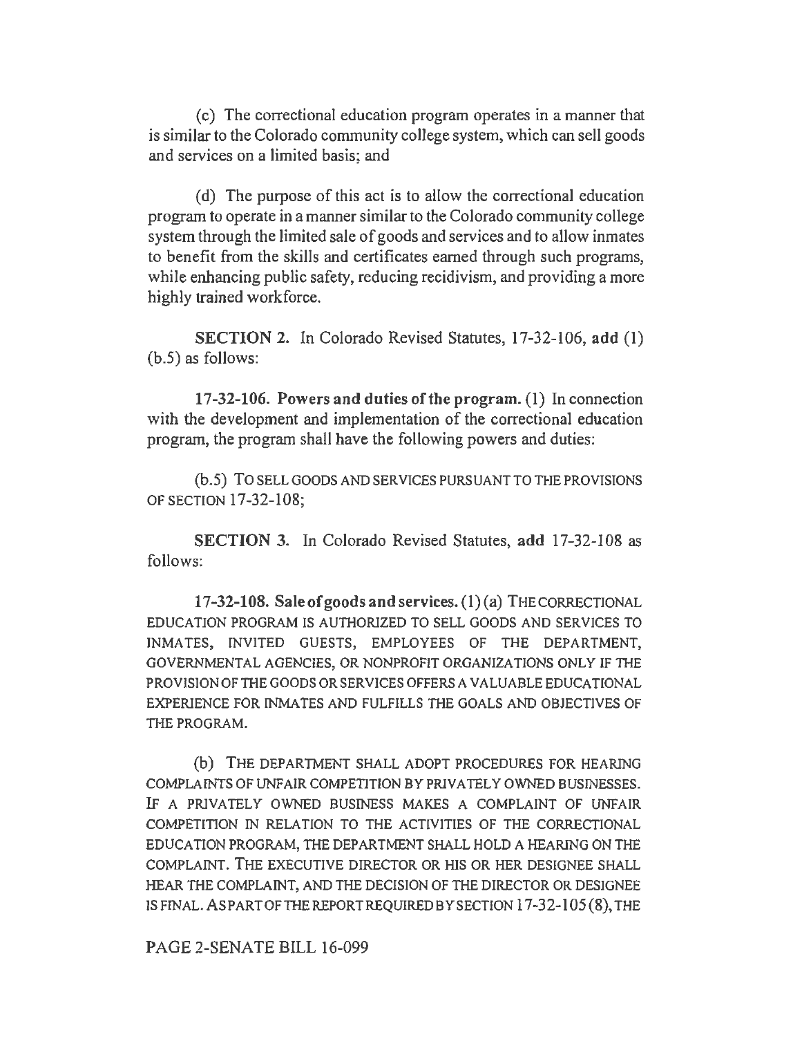(c) The correctional education program operates in a manner that is similar to the Colorado community college system, which can sell goods and services on a limited basis; and

(d) The purpose of this act is to allow the correctional education program to operate in a manner similar to the Colorado community college system through the limited sale of goods and services and to allow inmates to benefit from the skills and certificates earned through such programs, while enhancing public safety, reducing recidivism, and providing a more highly trained workforce.

**SECTION 2.** In Colorado Revised Statutes, 17-32-106, **add** (1) (b.5) as follows:

**17-32-106. Powers and duties of the program.** (1) In connection with the development and implementation of the correctional education program, the program shall have the following powers and duties:

(b.5) TO SELL GOODS AND SERVICES PURSUANT TO THE PROVISIONS OF SECTION 17-32-108;

**SECTION 3.** In Colorado Revised Statutes, **add** 17-32-108 as follows:

**17-32-108. Sale of goods and services.** (1) (a) THE CORRECTIONAL EDUCATION PROGRAM IS AUTHORIZED TO SELL GOODS AND SERVICES TO INMATES, INVITED GUESTS, EMPLOYEES OF THE DEPARTMENT, GOVERNMENTAL AGENCIES, OR NONPROFIT ORGANIZATIONS ONLY IF THE PROVISION OF THE GOODS OR SERVICES OFFERS A VALUABLE EDUCATIONAL EXPERIENCE FOR INMATES AND FULFILLS THE GOALS AND OBJECTIVES OF THE PROGRAM.

(b) THE DEPARTMENT SHALL ADOPT PROCEDURES FOR HEARING COMPLAINTS OF UNFAIR COMPETITION BY PRIVATELY OWNED BUSINESSES. IF A PRIVATELY OWNED BUSINESS MAKES A COMPLAINT OF UNFAIR COMPETITION IN RELATION TO THE ACTIVITIES OF THE CORRECTIONAL EDUCATION PROGRAM, THE DEPARTMENT SHALL HOLD A HEARING ON THE COMPLAINT. THE EXECUTIVE DIRECTOR OR HIS OR HER DESIGNEE SHALL HEAR THE COMPLAINT, AND THE DECISION OF THE DIRECTOR OR DESIGNEE IS FINAL. AS PART OF THE REPORT REQUIRED BY SECTION 17-32-105 (8), THE

PAGE 2-SENATE BILL 16-099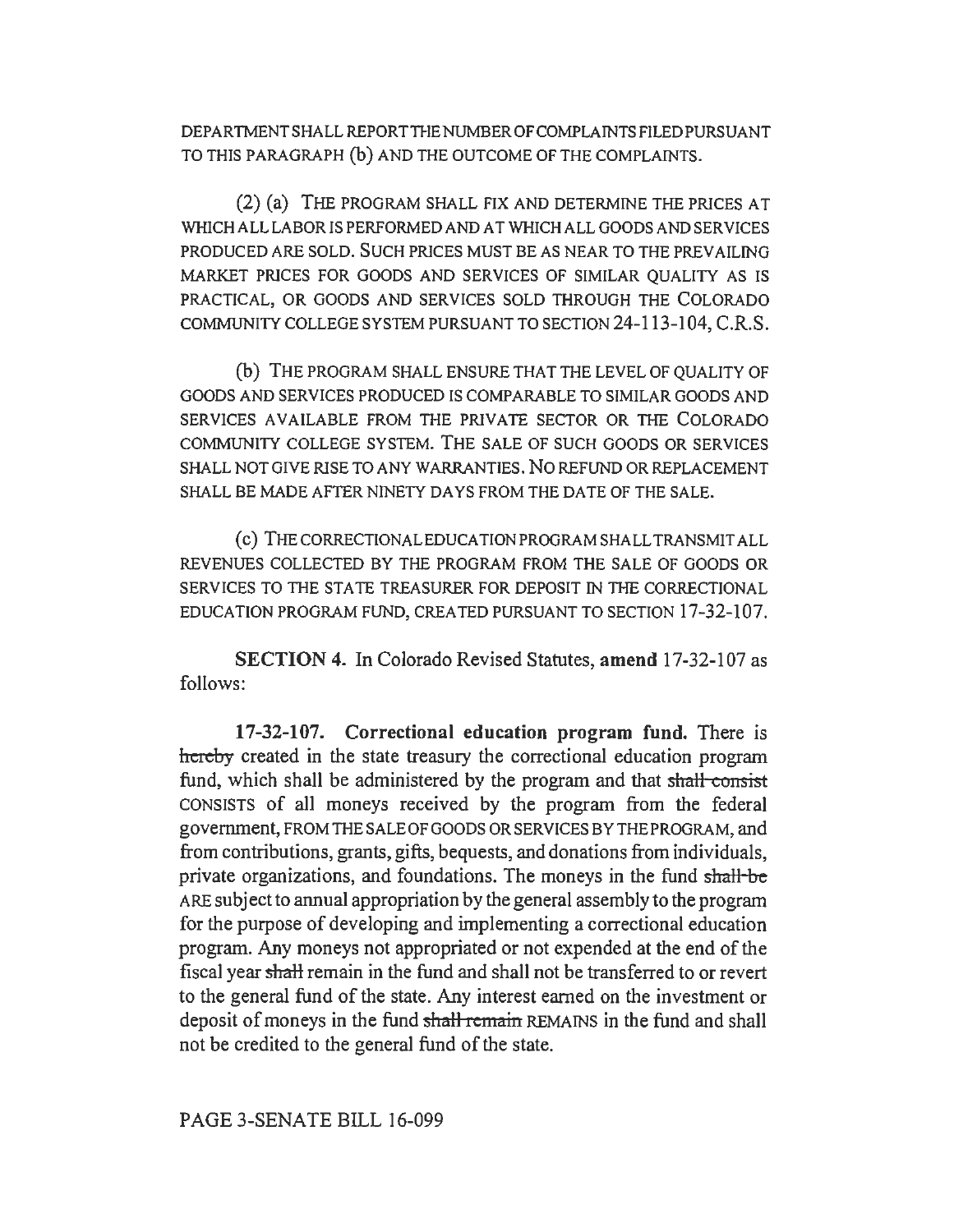DEPARTMENT SHALL REPORT THE NUMBER OF COMPLAINTS FILED PURSUANT TO THIS PARAGRAPH (b) AND THE OUTCOME OF THE COMPLAINTS.

(2) (a) THE PROGRAM SHALL FIX AND DETERMINE THE PRICES AT WHICH ALL LABOR IS PERFORMED AND AT WHICH ALL GOODS AND SERVICES PRODUCED ARE SOLD. SUCH PRICES MUST BE AS NEAR TO THE PREVAILING MARKET PRICES FOR GOODS AND SERVICES OF SIMILAR QUALITY AS IS PRACTICAL, OR GOODS AND SERVICES SOLD THROUGH THE COLORADO COMMUNITY COLLEGE SYSTEM PURSUANT TO SECTION 24-113-104, C.R.S.

(b) THE PROGRAM SHALL ENSURE THAT THE LEVEL OF QUALITY OF GOODS AND SERVICES PRODUCED IS COMPARABLE TO SIMILAR GOODS AND SERVICES AVAILABLE FROM THE PRIVATE SECTOR OR THE COLORADO COMMUNITY COLLEGE SYSTEM. THE SALE OF SUCH GOODS OR SERVICES SHALL NOT GIVE RISE TO ANY WARRANTIES. NO REFUND OR REPLACEMENT SHALL BE MADE AFTER NINETY DAYS FROM THE DATE OF THE SALE.

(c) THE CORRECTIONAL EDUCATION PROGRAM SHALL TRANSMIT ALL REVENUES COLLECTED BY THE PROGRAM FROM THE SALE OF GOODS OR SERVICES TO THE STATE TREASURER FOR DEPOSIT IN THE CORRECTIONAL EDUCATION PROGRAM FUND, CREATED PURSUANT TO SECTION 17-32-107.

**SECTION 4.** In Colorado Revised Statutes, **amend** 17-32-107 as follows:

**17-32-107. Correctional education program fund.** There is ~~hereby~~ created in the state treasury the correctional education program fund, which shall be administered by the program and that ~~shall consist~~ CONSISTS of all moneys received by the program from the federal government, FROM THE SALE OF GOODS OR SERVICES BY THE PROGRAM, and from contributions, grants, gifts, bequests, and donations from individuals, private organizations, and foundations. The moneys in the fund ~~shall be~~ ARE subject to annual appropriation by the general assembly to the program for the purpose of developing and implementing a correctional education program. Any moneys not appropriated or not expended at the end of the fiscal year ~~shall~~ remain in the fund and shall not be transferred to or revert to the general fund of the state. Any interest earned on the investment or deposit of moneys in the fund ~~shall remain~~ REMAINS in the fund and shall not be credited to the general fund of the state.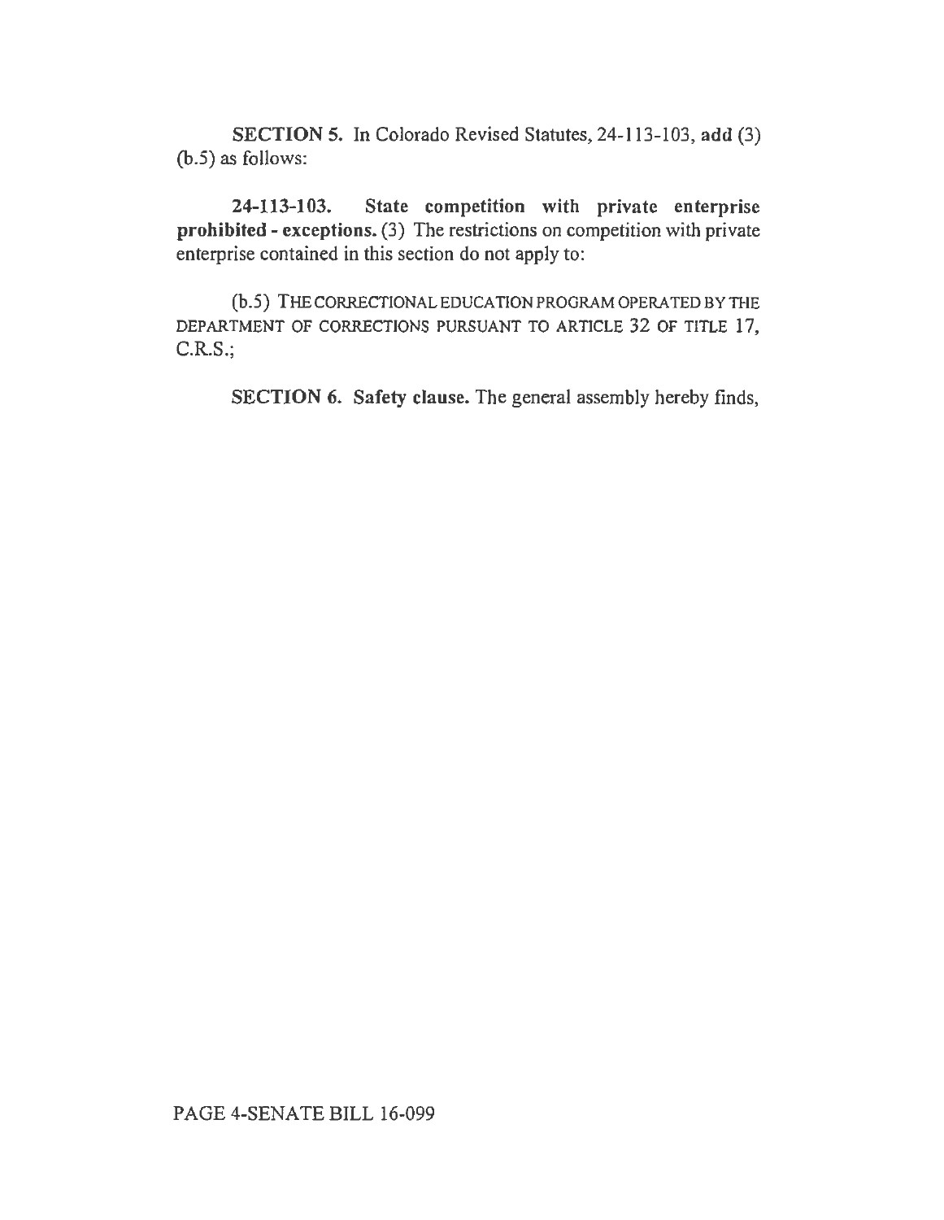**SECTION 5.** In Colorado Revised Statutes, 24-113-103, **add** (3) (b.5) as follows:

**24-113-103. State competition with private enterprise prohibited - exceptions.** (3) The restrictions on competition with private enterprise contained in this section do not apply to:

(b.5) THE CORRECTIONAL EDUCATION PROGRAM OPERATED BY THE DEPARTMENT OF CORRECTIONS PURSUANT TO ARTICLE 32 OF TITLE 17, C.R.S.;

**SECTION 6. Safety clause.** The general assembly hereby finds,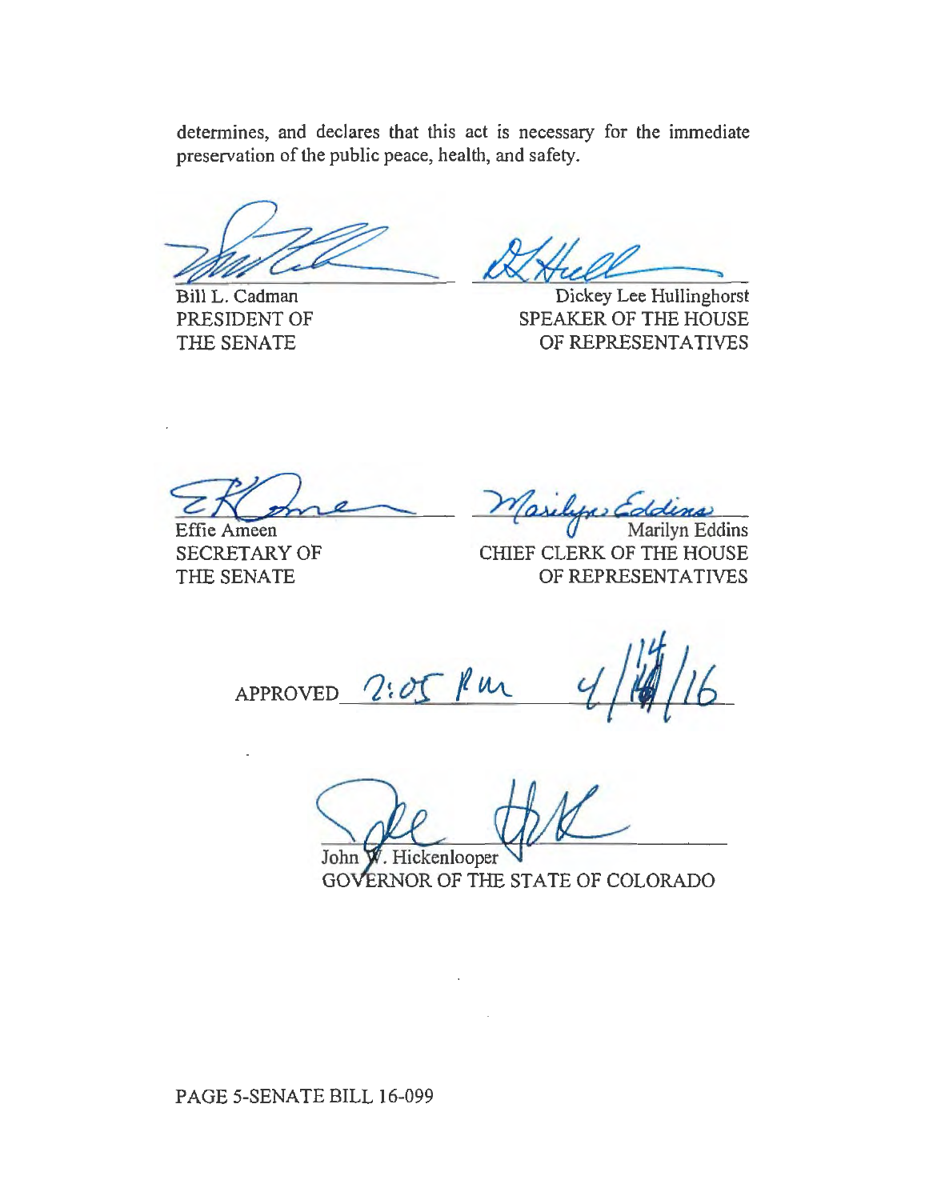determines, and declares that this act is necessary for the immediate preservation of the public peace, health, and safety.

Bill L. Cadman
PRESIDENT OF
THE SENATE

Dickey Lee Hullinghorst
SPEAKER OF THE HOUSE
OF REPRESENTATIVES

Effie Ameen
SECRETARY OF
THE SENATE

Marilyn Eddins
CHIEF CLERK OF THE HOUSE
OF REPRESENTATIVES

APPROVED 2:05 PM 4/14/16

John W. Hickenlooper
GOVERNOR OF THE STATE OF COLORADO

PAGE 5-SENATE BILL 16-099